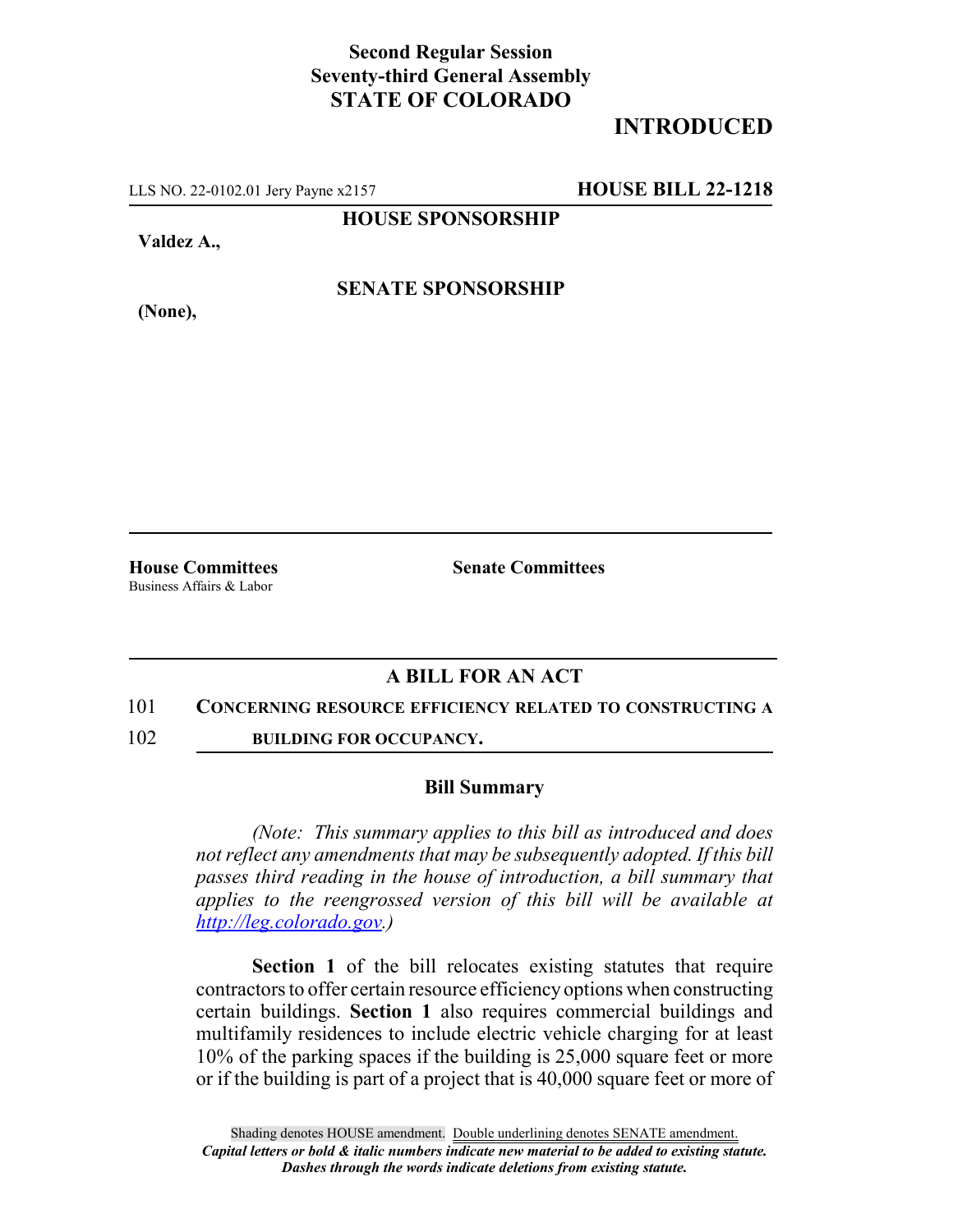**Second Regular Session**
**Seventy-third General Assembly**
**STATE OF COLORADO**

# INTRODUCED

LLS NO. 22-0102.01 Jery Payne x2157 **HOUSE BILL 22-1218**

**HOUSE SPONSORSHIP**

**Valdez A.,**

**SENATE SPONSORSHIP**

**(None),**

**House Committees**
Business Affairs & Labor

**Senate Committees**

## A BILL FOR AN ACT

101 **CONCERNING RESOURCE EFFICIENCY RELATED TO CONSTRUCTING A**
102 **BUILDING FOR OCCUPANCY.**

### Bill Summary

*(Note: This summary applies to this bill as introduced and does not reflect any amendments that may be subsequently adopted. If this bill passes third reading in the house of introduction, a bill summary that applies to the reengrossed version of this bill will be available at http://leg.colorado.gov.)*

**Section 1** of the bill relocates existing statutes that require contractors to offer certain resource efficiency options when constructing certain buildings. **Section 1** also requires commercial buildings and multifamily residences to include electric vehicle charging for at least 10% of the parking spaces if the building is 25,000 square feet or more or if the building is part of a project that is 40,000 square feet or more of

Shading denotes HOUSE amendment. Double underlining denotes SENATE amendment.
*Capital letters or bold & italic numbers indicate new material to be added to existing statute.*
*Dashes through the words indicate deletions from existing statute.*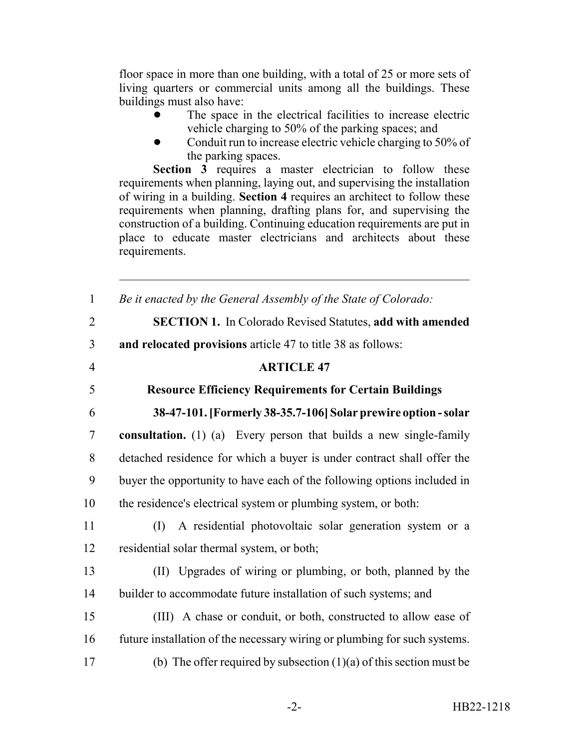floor space in more than one building, with a total of 25 or more sets of living quarters or commercial units among all the buildings. These buildings must also have:

- The space in the electrical facilities to increase electric vehicle charging to 50% of the parking spaces; and
- Conduit run to increase electric vehicle charging to 50% of the parking spaces.

**Section 3** requires a master electrician to follow these requirements when planning, laying out, and supervising the installation of wiring in a building. **Section 4** requires an architect to follow these requirements when planning, drafting plans for, and supervising the construction of a building. Continuing education requirements are put in place to educate master electricians and architects about these requirements.

---

1 *Be it enacted by the General Assembly of the State of Colorado:*

2 **SECTION 1.** In Colorado Revised Statutes, **add with amended**
3 **and relocated provisions** article 47 to title 38 as follows:

4 **ARTICLE 47**

5 **Resource Efficiency Requirements for Certain Buildings**

6 **38-47-101. [Formerly 38-35.7-106] Solar prewire option - solar**
7 **consultation.** (1) (a) Every person that builds a new single-family
8 detached residence for which a buyer is under contract shall offer the
9 buyer the opportunity to have each of the following options included in
10 the residence's electrical system or plumbing system, or both:

11 (I) A residential photovoltaic solar generation system or a
12 residential solar thermal system, or both;

13 (II) Upgrades of wiring or plumbing, or both, planned by the
14 builder to accommodate future installation of such systems; and

15 (III) A chase or conduit, or both, constructed to allow ease of
16 future installation of the necessary wiring or plumbing for such systems.

17 (b) The offer required by subsection (1)(a) of this section must be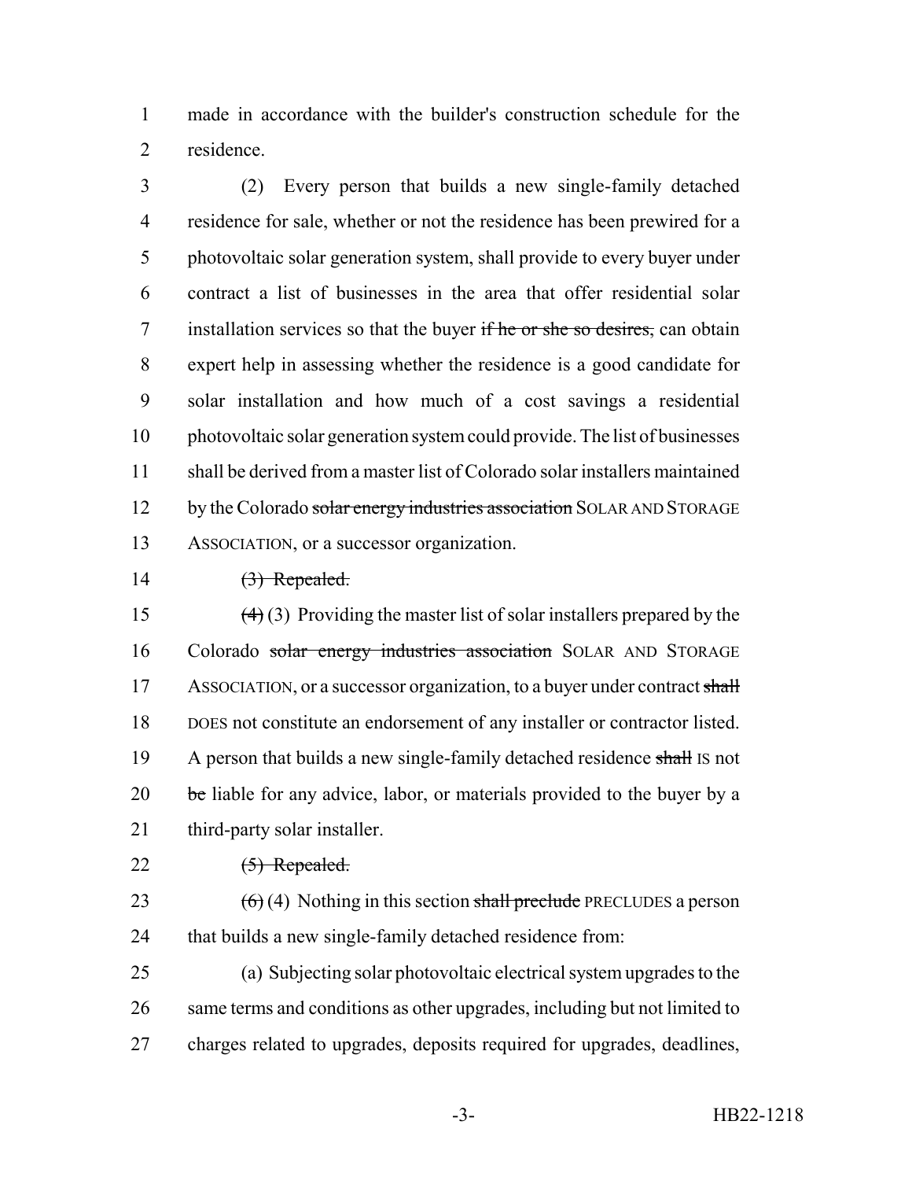made in accordance with the builder's construction schedule for the residence.

(2) Every person that builds a new single-family detached residence for sale, whether or not the residence has been prewired for a photovoltaic solar generation system, shall provide to every buyer under contract a list of businesses in the area that offer residential solar installation services so that the buyer ~~if he or she so desires,~~ can obtain expert help in assessing whether the residence is a good candidate for solar installation and how much of a cost savings a residential photovoltaic solar generation system could provide. The list of businesses shall be derived from a master list of Colorado solar installers maintained by the Colorado ~~solar energy industries association~~ SOLAR AND STORAGE ASSOCIATION, or a successor organization.

~~(3) Repealed.~~

~~(4)~~ (3) Providing the master list of solar installers prepared by the Colorado ~~solar energy industries association~~ SOLAR AND STORAGE ASSOCIATION, or a successor organization, to a buyer under contract ~~shall~~ DOES not constitute an endorsement of any installer or contractor listed. A person that builds a new single-family detached residence ~~shall~~ IS not ~~be~~ liable for any advice, labor, or materials provided to the buyer by a third-party solar installer.

~~(5) Repealed.~~

~~(6)~~ (4) Nothing in this section ~~shall preclude~~ PRECLUDES a person that builds a new single-family detached residence from:

(a) Subjecting solar photovoltaic electrical system upgrades to the same terms and conditions as other upgrades, including but not limited to charges related to upgrades, deposits required for upgrades, deadlines,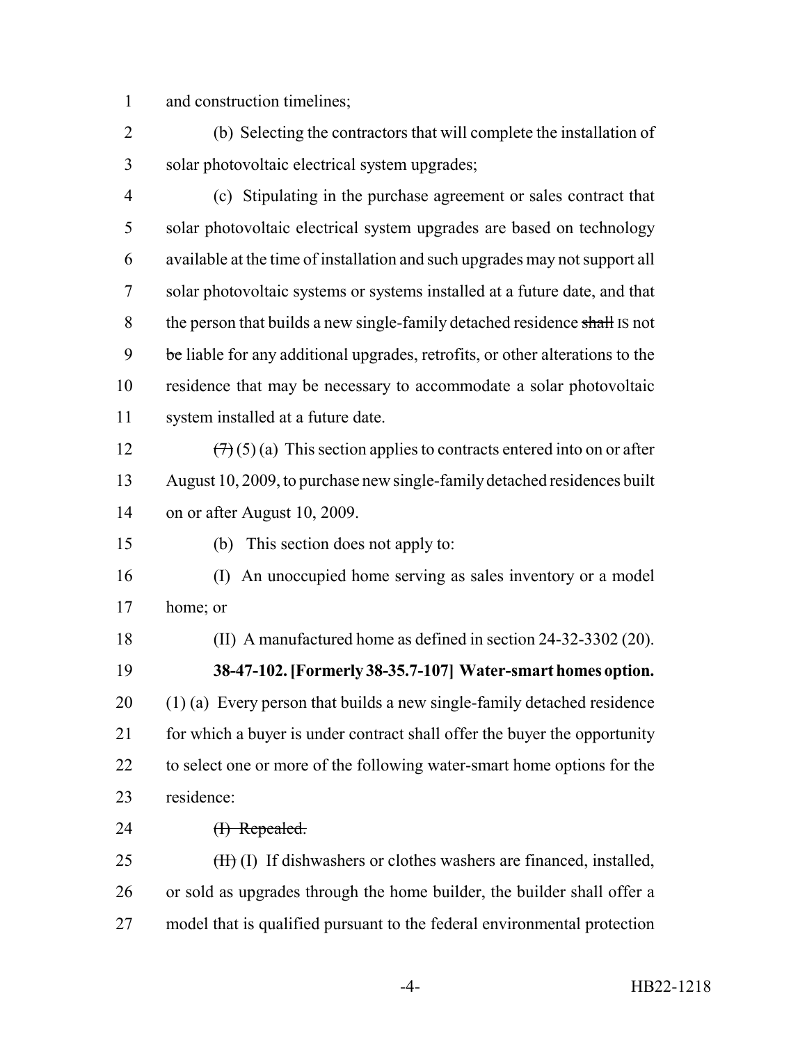and construction timelines;

(b) Selecting the contractors that will complete the installation of solar photovoltaic electrical system upgrades;

(c) Stipulating in the purchase agreement or sales contract that solar photovoltaic electrical system upgrades are based on technology available at the time of installation and such upgrades may not support all solar photovoltaic systems or systems installed at a future date, and that the person that builds a new single-family detached residence ~~shall~~ IS not ~~be~~ liable for any additional upgrades, retrofits, or other alterations to the residence that may be necessary to accommodate a solar photovoltaic system installed at a future date.

~~(7)~~ (5) (a) This section applies to contracts entered into on or after August 10, 2009, to purchase new single-family detached residences built on or after August 10, 2009.

(b) This section does not apply to:

(I) An unoccupied home serving as sales inventory or a model home; or

(II) A manufactured home as defined in section 24-32-3302 (20).

**38-47-102. [Formerly 38-35.7-107] Water-smart homes option.** (1) (a) Every person that builds a new single-family detached residence for which a buyer is under contract shall offer the buyer the opportunity to select one or more of the following water-smart home options for the residence:

~~(I) Repealed.~~

~~(II)~~ (I) If dishwashers or clothes washers are financed, installed, or sold as upgrades through the home builder, the builder shall offer a model that is qualified pursuant to the federal environmental protection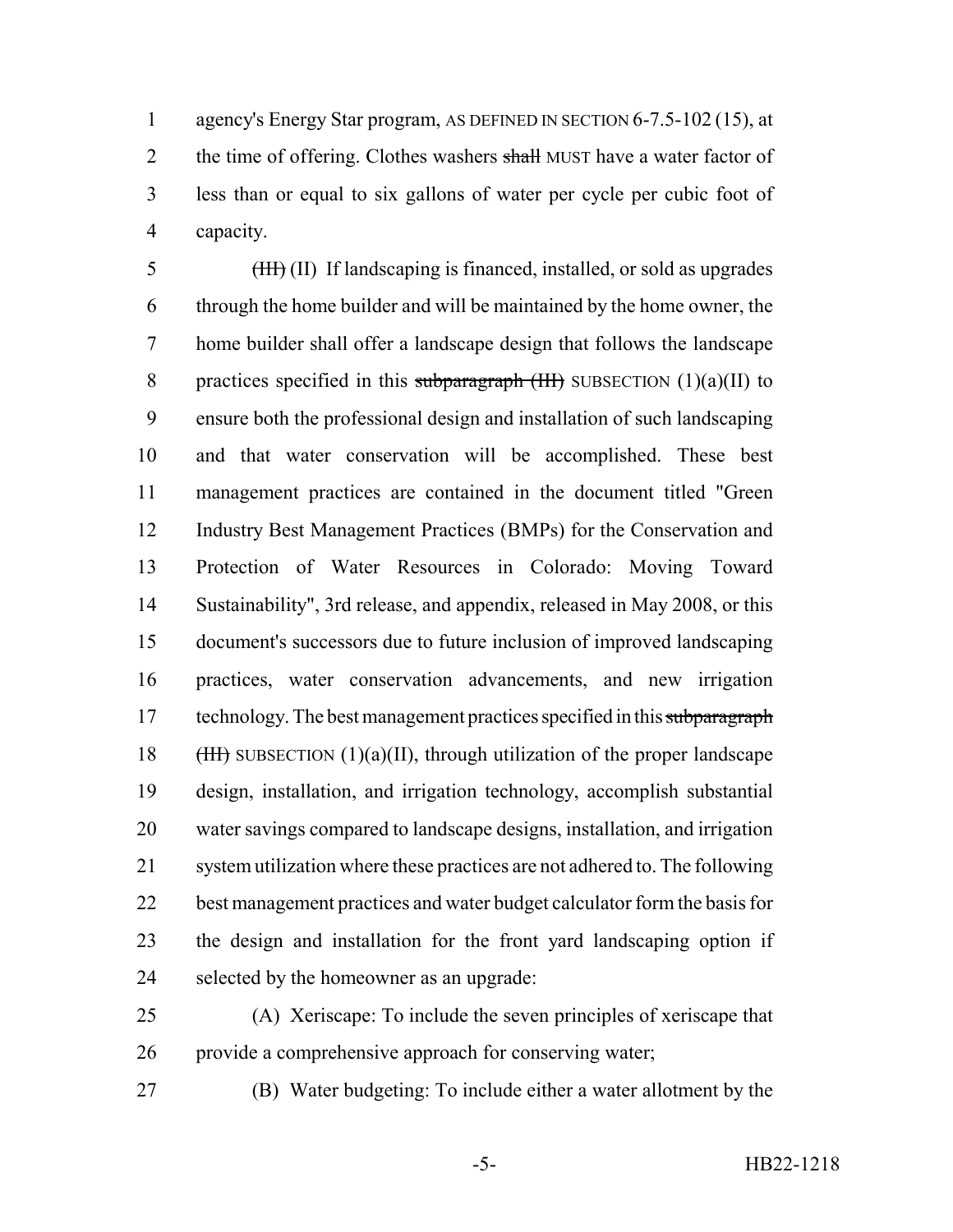agency's Energy Star program, AS DEFINED IN SECTION 6-7.5-102 (15), at the time of offering. Clothes washers ~~shall~~ MUST have a water factor of less than or equal to six gallons of water per cycle per cubic foot of capacity.

~~(III)~~ (II) If landscaping is financed, installed, or sold as upgrades through the home builder and will be maintained by the home owner, the home builder shall offer a landscape design that follows the landscape practices specified in this ~~subparagraph (III)~~ SUBSECTION (1)(a)(II) to ensure both the professional design and installation of such landscaping and that water conservation will be accomplished. These best management practices are contained in the document titled "Green Industry Best Management Practices (BMPs) for the Conservation and Protection of Water Resources in Colorado: Moving Toward Sustainability", 3rd release, and appendix, released in May 2008, or this document's successors due to future inclusion of improved landscaping practices, water conservation advancements, and new irrigation technology. The best management practices specified in this ~~subparagraph (III)~~ SUBSECTION (1)(a)(II), through utilization of the proper landscape design, installation, and irrigation technology, accomplish substantial water savings compared to landscape designs, installation, and irrigation system utilization where these practices are not adhered to. The following best management practices and water budget calculator form the basis for the design and installation for the front yard landscaping option if selected by the homeowner as an upgrade:

(A) Xeriscape: To include the seven principles of xeriscape that provide a comprehensive approach for conserving water;

(B) Water budgeting: To include either a water allotment by the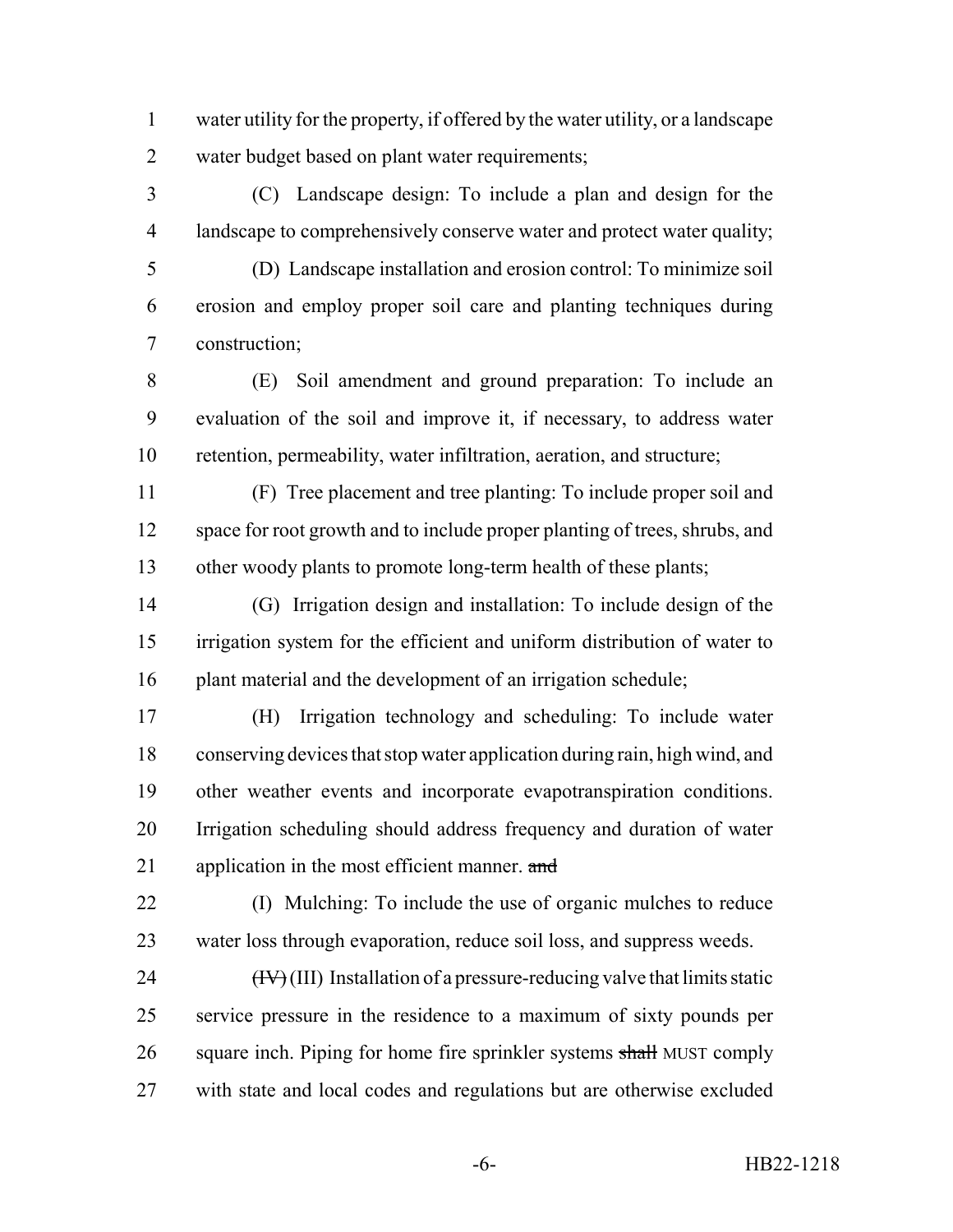water utility for the property, if offered by the water utility, or a landscape water budget based on plant water requirements;

(C) Landscape design: To include a plan and design for the landscape to comprehensively conserve water and protect water quality;

(D) Landscape installation and erosion control: To minimize soil erosion and employ proper soil care and planting techniques during construction;

(E) Soil amendment and ground preparation: To include an evaluation of the soil and improve it, if necessary, to address water retention, permeability, water infiltration, aeration, and structure;

(F) Tree placement and tree planting: To include proper soil and space for root growth and to include proper planting of trees, shrubs, and other woody plants to promote long-term health of these plants;

(G) Irrigation design and installation: To include design of the irrigation system for the efficient and uniform distribution of water to plant material and the development of an irrigation schedule;

(H) Irrigation technology and scheduling: To include water conserving devices that stop water application during rain, high wind, and other weather events and incorporate evapotranspiration conditions. Irrigation scheduling should address frequency and duration of water application in the most efficient manner. ~~and~~

(I) Mulching: To include the use of organic mulches to reduce water loss through evaporation, reduce soil loss, and suppress weeds.

~~(IV)~~ (III) Installation of a pressure-reducing valve that limits static service pressure in the residence to a maximum of sixty pounds per square inch. Piping for home fire sprinkler systems ~~shall~~ MUST comply with state and local codes and regulations but are otherwise excluded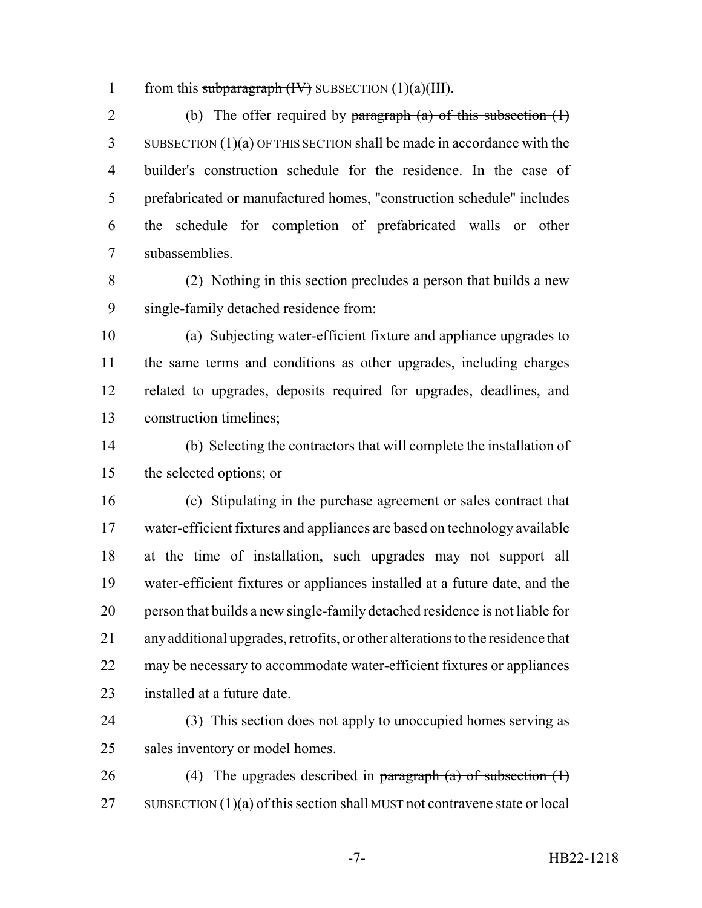from this ~~subparagraph (IV)~~ SUBSECTION (1)(a)(III).

(b) The offer required by ~~paragraph (a) of this subsection (1)~~ SUBSECTION (1)(a) OF THIS SECTION shall be made in accordance with the builder's construction schedule for the residence. In the case of prefabricated or manufactured homes, "construction schedule" includes the schedule for completion of prefabricated walls or other subassemblies.

(2) Nothing in this section precludes a person that builds a new single-family detached residence from:

(a) Subjecting water-efficient fixture and appliance upgrades to the same terms and conditions as other upgrades, including charges related to upgrades, deposits required for upgrades, deadlines, and construction timelines;

(b) Selecting the contractors that will complete the installation of the selected options; or

(c) Stipulating in the purchase agreement or sales contract that water-efficient fixtures and appliances are based on technology available at the time of installation, such upgrades may not support all water-efficient fixtures or appliances installed at a future date, and the person that builds a new single-family detached residence is not liable for any additional upgrades, retrofits, or other alterations to the residence that may be necessary to accommodate water-efficient fixtures or appliances installed at a future date.

(3) This section does not apply to unoccupied homes serving as sales inventory or model homes.

(4) The upgrades described in ~~paragraph (a) of subsection (1)~~ SUBSECTION (1)(a) of this section ~~shall~~ MUST not contravene state or local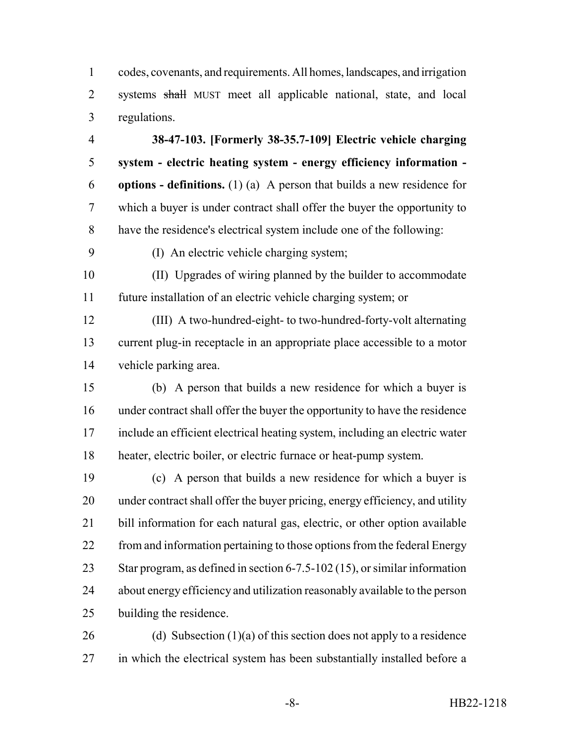codes, covenants, and requirements. All homes, landscapes, and irrigation systems ~~shall~~ MUST meet all applicable national, state, and local regulations.

**38-47-103. [Formerly 38-35.7-109] Electric vehicle charging system - electric heating system - energy efficiency information - options - definitions.** (1) (a) A person that builds a new residence for which a buyer is under contract shall offer the buyer the opportunity to have the residence's electrical system include one of the following:

(I) An electric vehicle charging system;

(II) Upgrades of wiring planned by the builder to accommodate future installation of an electric vehicle charging system; or

(III) A two-hundred-eight- to two-hundred-forty-volt alternating current plug-in receptacle in an appropriate place accessible to a motor vehicle parking area.

(b) A person that builds a new residence for which a buyer is under contract shall offer the buyer the opportunity to have the residence include an efficient electrical heating system, including an electric water heater, electric boiler, or electric furnace or heat-pump system.

(c) A person that builds a new residence for which a buyer is under contract shall offer the buyer pricing, energy efficiency, and utility bill information for each natural gas, electric, or other option available from and information pertaining to those options from the federal Energy Star program, as defined in section 6-7.5-102 (15), or similar information about energy efficiency and utilization reasonably available to the person building the residence.

(d) Subsection (1)(a) of this section does not apply to a residence in which the electrical system has been substantially installed before a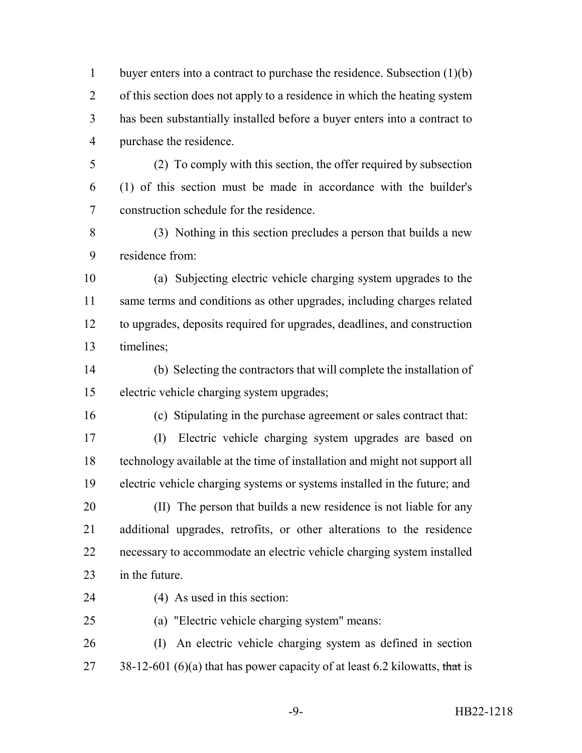buyer enters into a contract to purchase the residence. Subsection (1)(b) of this section does not apply to a residence in which the heating system has been substantially installed before a buyer enters into a contract to purchase the residence.

(2) To comply with this section, the offer required by subsection (1) of this section must be made in accordance with the builder's construction schedule for the residence.

(3) Nothing in this section precludes a person that builds a new residence from:

(a) Subjecting electric vehicle charging system upgrades to the same terms and conditions as other upgrades, including charges related to upgrades, deposits required for upgrades, deadlines, and construction timelines;

(b) Selecting the contractors that will complete the installation of electric vehicle charging system upgrades;

(c) Stipulating in the purchase agreement or sales contract that:

(I) Electric vehicle charging system upgrades are based on technology available at the time of installation and might not support all electric vehicle charging systems or systems installed in the future; and

(II) The person that builds a new residence is not liable for any additional upgrades, retrofits, or other alterations to the residence necessary to accommodate an electric vehicle charging system installed in the future.

(4) As used in this section:

(a) "Electric vehicle charging system" means:

(I) An electric vehicle charging system as defined in section 38-12-601 (6)(a) that has power capacity of at least 6.2 kilowatts, ~~that~~ is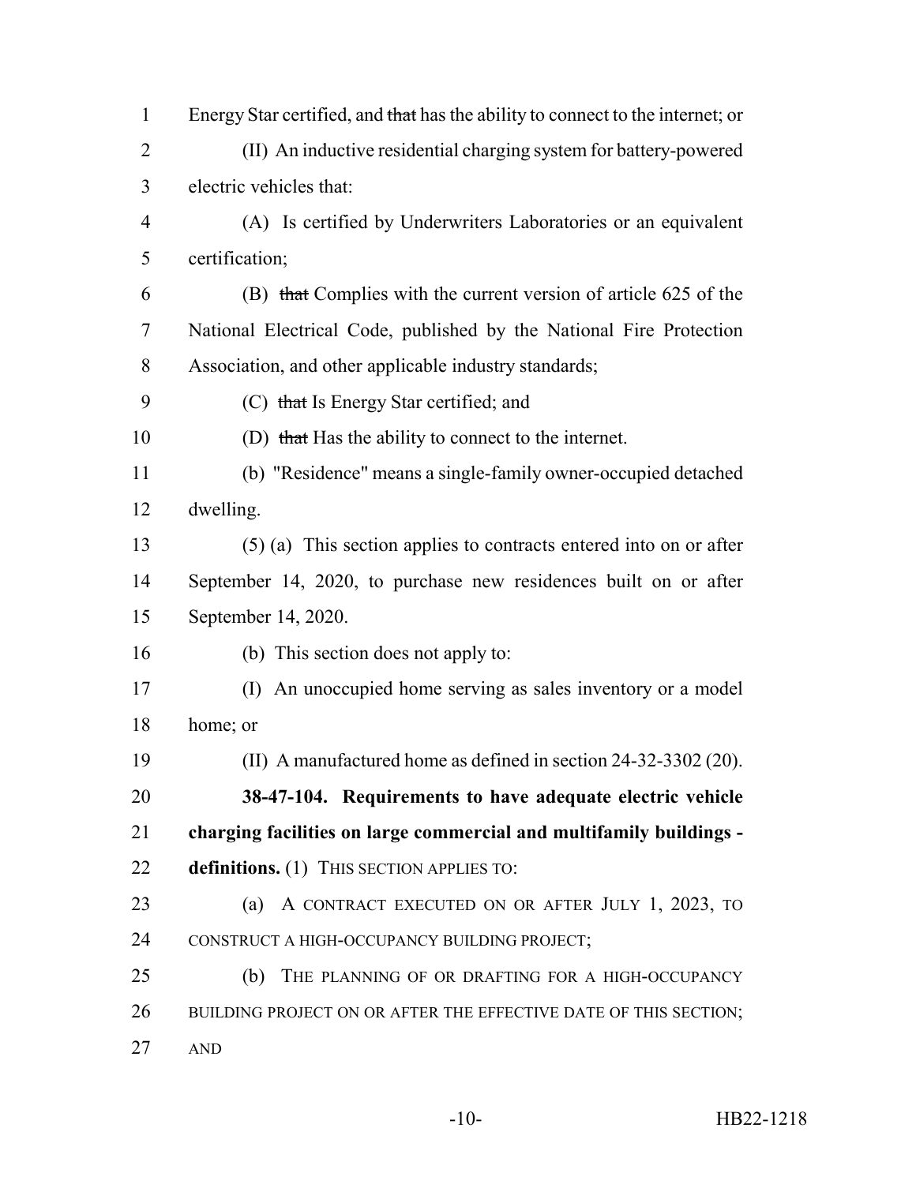Energy Star certified, and ~~that~~ has the ability to connect to the internet; or

(II) An inductive residential charging system for battery-powered electric vehicles that:

(A) Is certified by Underwriters Laboratories or an equivalent certification;

(B) ~~that~~ Complies with the current version of article 625 of the National Electrical Code, published by the National Fire Protection Association, and other applicable industry standards;

(C) ~~that~~ Is Energy Star certified; and

(D) ~~that~~ Has the ability to connect to the internet.

(b) "Residence" means a single-family owner-occupied detached dwelling.

(5) (a) This section applies to contracts entered into on or after September 14, 2020, to purchase new residences built on or after September 14, 2020.

(b) This section does not apply to:

(I) An unoccupied home serving as sales inventory or a model home; or

(II) A manufactured home as defined in section 24-32-3302 (20).

**38-47-104. Requirements to have adequate electric vehicle charging facilities on large commercial and multifamily buildings - definitions.** (1) THIS SECTION APPLIES TO:

(a) A CONTRACT EXECUTED ON OR AFTER JULY 1, 2023, TO CONSTRUCT A HIGH-OCCUPANCY BUILDING PROJECT;

(b) THE PLANNING OF OR DRAFTING FOR A HIGH-OCCUPANCY BUILDING PROJECT ON OR AFTER THE EFFECTIVE DATE OF THIS SECTION; AND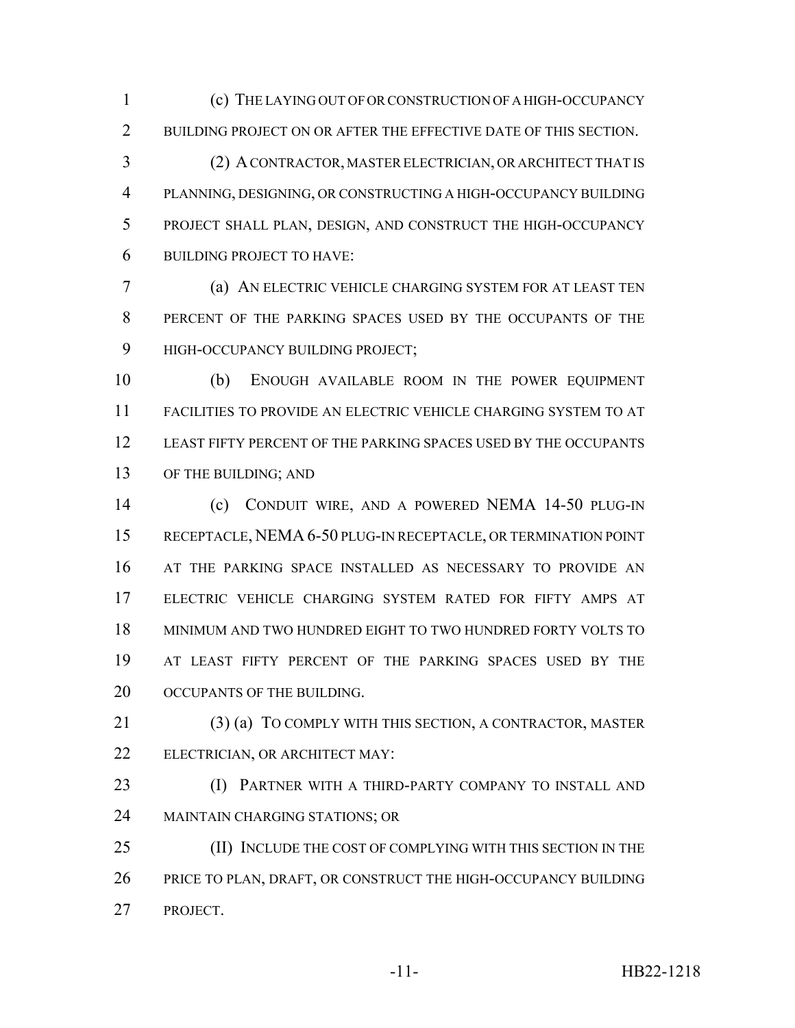(c) THE LAYING OUT OF OR CONSTRUCTION OF A HIGH-OCCUPANCY BUILDING PROJECT ON OR AFTER THE EFFECTIVE DATE OF THIS SECTION.

(2) A CONTRACTOR, MASTER ELECTRICIAN, OR ARCHITECT THAT IS PLANNING, DESIGNING, OR CONSTRUCTING A HIGH-OCCUPANCY BUILDING PROJECT SHALL PLAN, DESIGN, AND CONSTRUCT THE HIGH-OCCUPANCY BUILDING PROJECT TO HAVE:

(a) AN ELECTRIC VEHICLE CHARGING SYSTEM FOR AT LEAST TEN PERCENT OF THE PARKING SPACES USED BY THE OCCUPANTS OF THE HIGH-OCCUPANCY BUILDING PROJECT;

(b) ENOUGH AVAILABLE ROOM IN THE POWER EQUIPMENT FACILITIES TO PROVIDE AN ELECTRIC VEHICLE CHARGING SYSTEM TO AT LEAST FIFTY PERCENT OF THE PARKING SPACES USED BY THE OCCUPANTS OF THE BUILDING; AND

(c) CONDUIT WIRE, AND A POWERED NEMA 14-50 PLUG-IN RECEPTACLE, NEMA 6-50 PLUG-IN RECEPTACLE, OR TERMINATION POINT AT THE PARKING SPACE INSTALLED AS NECESSARY TO PROVIDE AN ELECTRIC VEHICLE CHARGING SYSTEM RATED FOR FIFTY AMPS AT MINIMUM AND TWO HUNDRED EIGHT TO TWO HUNDRED FORTY VOLTS TO AT LEAST FIFTY PERCENT OF THE PARKING SPACES USED BY THE OCCUPANTS OF THE BUILDING.

(3) (a) TO COMPLY WITH THIS SECTION, A CONTRACTOR, MASTER ELECTRICIAN, OR ARCHITECT MAY:

(I) PARTNER WITH A THIRD-PARTY COMPANY TO INSTALL AND MAINTAIN CHARGING STATIONS; OR

(II) INCLUDE THE COST OF COMPLYING WITH THIS SECTION IN THE PRICE TO PLAN, DRAFT, OR CONSTRUCT THE HIGH-OCCUPANCY BUILDING PROJECT.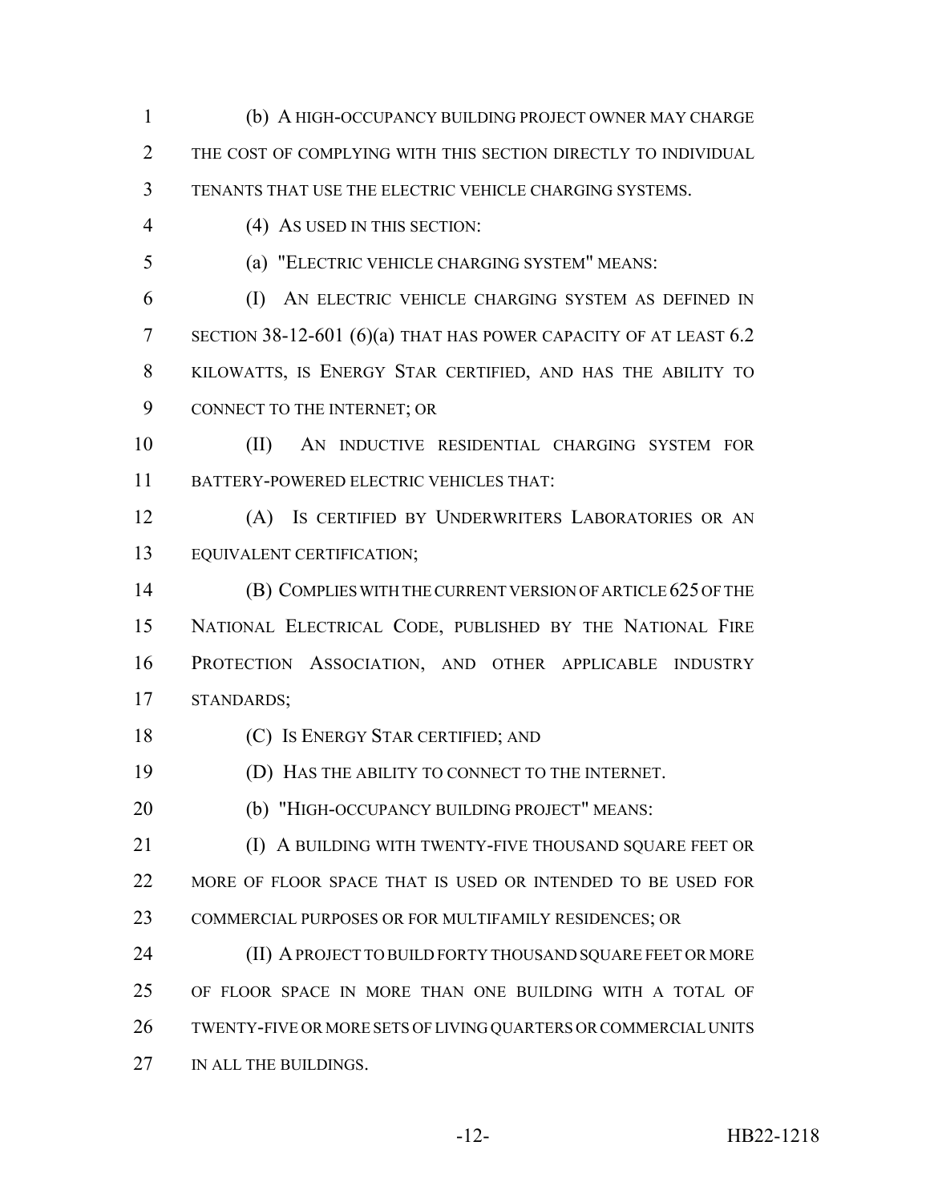(b) A HIGH-OCCUPANCY BUILDING PROJECT OWNER MAY CHARGE THE COST OF COMPLYING WITH THIS SECTION DIRECTLY TO INDIVIDUAL TENANTS THAT USE THE ELECTRIC VEHICLE CHARGING SYSTEMS.

(4) AS USED IN THIS SECTION:

(a) "ELECTRIC VEHICLE CHARGING SYSTEM" MEANS:

(I) AN ELECTRIC VEHICLE CHARGING SYSTEM AS DEFINED IN SECTION 38-12-601 (6)(a) THAT HAS POWER CAPACITY OF AT LEAST 6.2 KILOWATTS, IS ENERGY STAR CERTIFIED, AND HAS THE ABILITY TO CONNECT TO THE INTERNET; OR

(II) AN INDUCTIVE RESIDENTIAL CHARGING SYSTEM FOR BATTERY-POWERED ELECTRIC VEHICLES THAT:

(A) IS CERTIFIED BY UNDERWRITERS LABORATORIES OR AN EQUIVALENT CERTIFICATION;

(B) COMPLIES WITH THE CURRENT VERSION OF ARTICLE 625 OF THE NATIONAL ELECTRICAL CODE, PUBLISHED BY THE NATIONAL FIRE PROTECTION ASSOCIATION, AND OTHER APPLICABLE INDUSTRY STANDARDS;

(C) IS ENERGY STAR CERTIFIED; AND

(D) HAS THE ABILITY TO CONNECT TO THE INTERNET.

(b) "HIGH-OCCUPANCY BUILDING PROJECT" MEANS:

(I) A BUILDING WITH TWENTY-FIVE THOUSAND SQUARE FEET OR MORE OF FLOOR SPACE THAT IS USED OR INTENDED TO BE USED FOR COMMERCIAL PURPOSES OR FOR MULTIFAMILY RESIDENCES; OR

(II) A PROJECT TO BUILD FORTY THOUSAND SQUARE FEET OR MORE OF FLOOR SPACE IN MORE THAN ONE BUILDING WITH A TOTAL OF TWENTY-FIVE OR MORE SETS OF LIVING QUARTERS OR COMMERCIAL UNITS IN ALL THE BUILDINGS.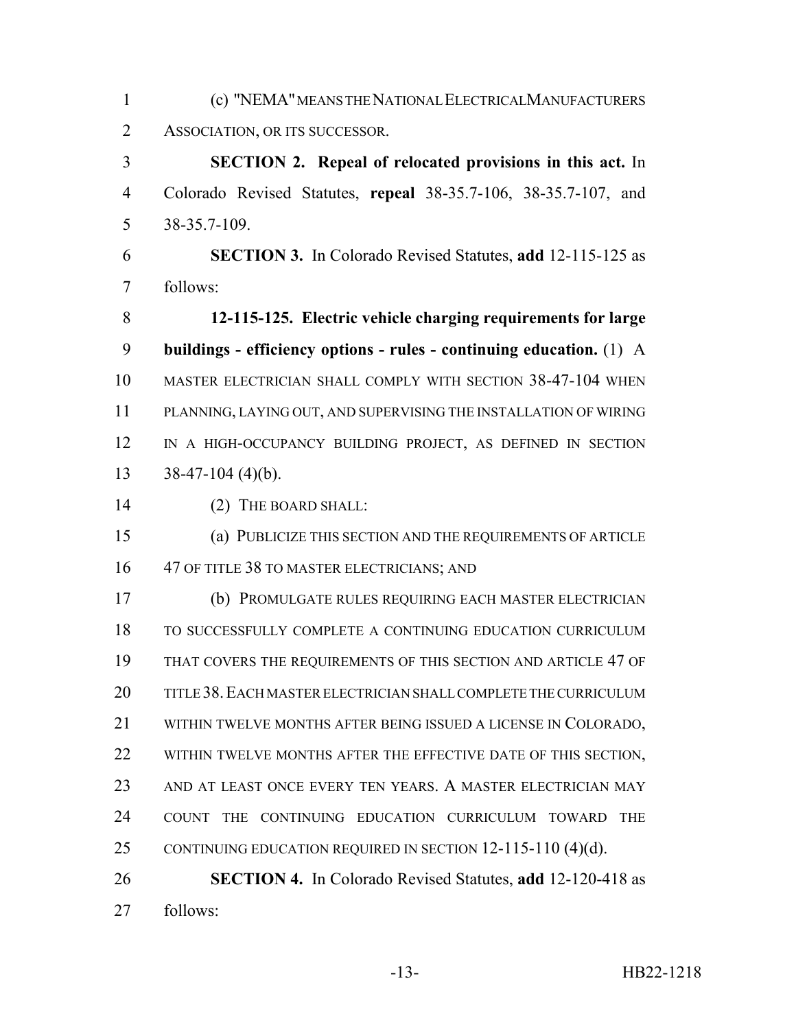(c) "NEMA" MEANS THE NATIONAL ELECTRICAL MANUFACTURERS ASSOCIATION, OR ITS SUCCESSOR.

**SECTION 2. Repeal of relocated provisions in this act.** In Colorado Revised Statutes, **repeal** 38-35.7-106, 38-35.7-107, and 38-35.7-109.

**SECTION 3.** In Colorado Revised Statutes, **add** 12-115-125 as follows:

**12-115-125. Electric vehicle charging requirements for large buildings - efficiency options - rules - continuing education.** (1) A MASTER ELECTRICIAN SHALL COMPLY WITH SECTION 38-47-104 WHEN PLANNING, LAYING OUT, AND SUPERVISING THE INSTALLATION OF WIRING IN A HIGH-OCCUPANCY BUILDING PROJECT, AS DEFINED IN SECTION 38-47-104 (4)(b).

(2) THE BOARD SHALL:

(a) PUBLICIZE THIS SECTION AND THE REQUIREMENTS OF ARTICLE 47 OF TITLE 38 TO MASTER ELECTRICIANS; AND

(b) PROMULGATE RULES REQUIRING EACH MASTER ELECTRICIAN TO SUCCESSFULLY COMPLETE A CONTINUING EDUCATION CURRICULUM THAT COVERS THE REQUIREMENTS OF THIS SECTION AND ARTICLE 47 OF TITLE 38. EACH MASTER ELECTRICIAN SHALL COMPLETE THE CURRICULUM WITHIN TWELVE MONTHS AFTER BEING ISSUED A LICENSE IN COLORADO, WITHIN TWELVE MONTHS AFTER THE EFFECTIVE DATE OF THIS SECTION, AND AT LEAST ONCE EVERY TEN YEARS. A MASTER ELECTRICIAN MAY COUNT THE CONTINUING EDUCATION CURRICULUM TOWARD THE CONTINUING EDUCATION REQUIRED IN SECTION 12-115-110 (4)(d).

**SECTION 4.** In Colorado Revised Statutes, **add** 12-120-418 as follows: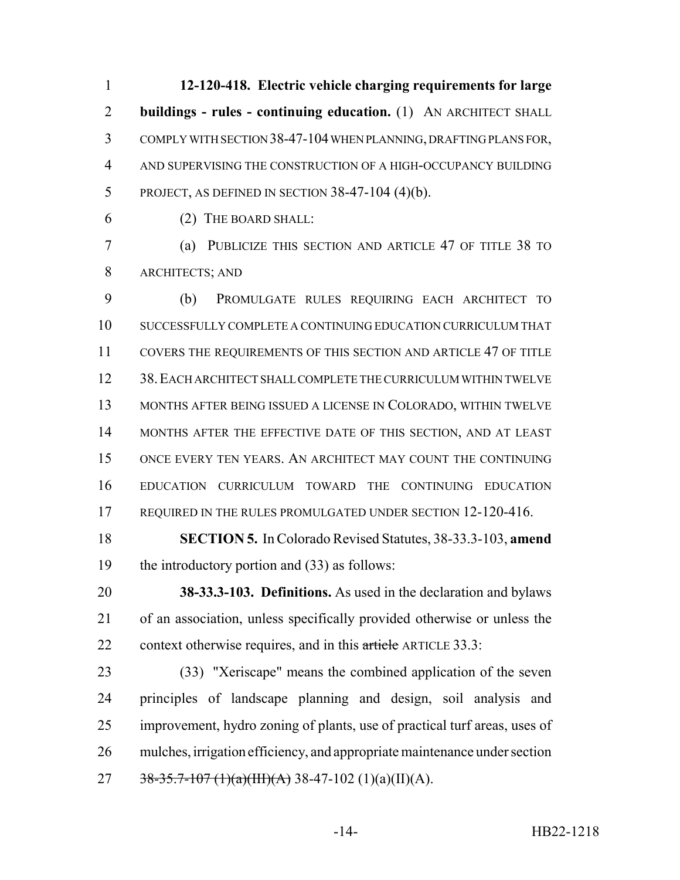**12-120-418. Electric vehicle charging requirements for large buildings - rules - continuing education.** (1) AN ARCHITECT SHALL COMPLY WITH SECTION 38-47-104 WHEN PLANNING, DRAFTING PLANS FOR, AND SUPERVISING THE CONSTRUCTION OF A HIGH-OCCUPANCY BUILDING PROJECT, AS DEFINED IN SECTION 38-47-104 (4)(b).

(2) THE BOARD SHALL:

(a) PUBLICIZE THIS SECTION AND ARTICLE 47 OF TITLE 38 TO ARCHITECTS; AND

(b) PROMULGATE RULES REQUIRING EACH ARCHITECT TO SUCCESSFULLY COMPLETE A CONTINUING EDUCATION CURRICULUM THAT COVERS THE REQUIREMENTS OF THIS SECTION AND ARTICLE 47 OF TITLE 38. EACH ARCHITECT SHALL COMPLETE THE CURRICULUM WITHIN TWELVE MONTHS AFTER BEING ISSUED A LICENSE IN COLORADO, WITHIN TWELVE MONTHS AFTER THE EFFECTIVE DATE OF THIS SECTION, AND AT LEAST ONCE EVERY TEN YEARS. AN ARCHITECT MAY COUNT THE CONTINUING EDUCATION CURRICULUM TOWARD THE CONTINUING EDUCATION REQUIRED IN THE RULES PROMULGATED UNDER SECTION 12-120-416.

**SECTION 5.** In Colorado Revised Statutes, 38-33.3-103, **amend** the introductory portion and (33) as follows:

**38-33.3-103. Definitions.** As used in the declaration and bylaws of an association, unless specifically provided otherwise or unless the context otherwise requires, and in this ~~article~~ ARTICLE 33.3:

(33) "Xeriscape" means the combined application of the seven principles of landscape planning and design, soil analysis and improvement, hydro zoning of plants, use of practical turf areas, uses of mulches, irrigation efficiency, and appropriate maintenance under section ~~38-35.7-107 (1)(a)(III)(A)~~ 38-47-102 (1)(a)(II)(A).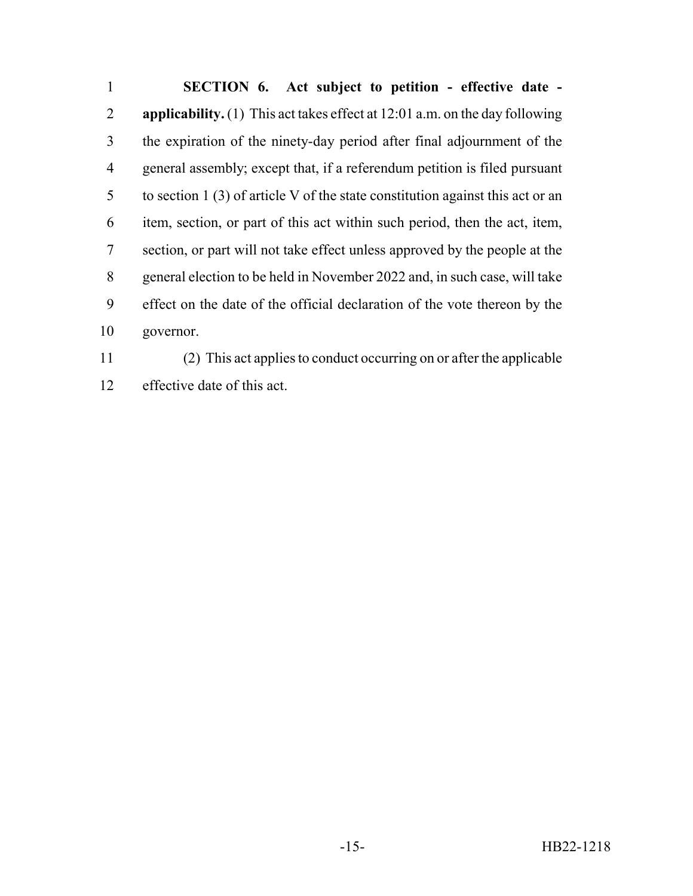**SECTION 6. Act subject to petition - effective date - applicability.** (1) This act takes effect at 12:01 a.m. on the day following the expiration of the ninety-day period after final adjournment of the general assembly; except that, if a referendum petition is filed pursuant to section 1 (3) of article V of the state constitution against this act or an item, section, or part of this act within such period, then the act, item, section, or part will not take effect unless approved by the people at the general election to be held in November 2022 and, in such case, will take effect on the date of the official declaration of the vote thereon by the governor.

(2) This act applies to conduct occurring on or after the applicable effective date of this act.